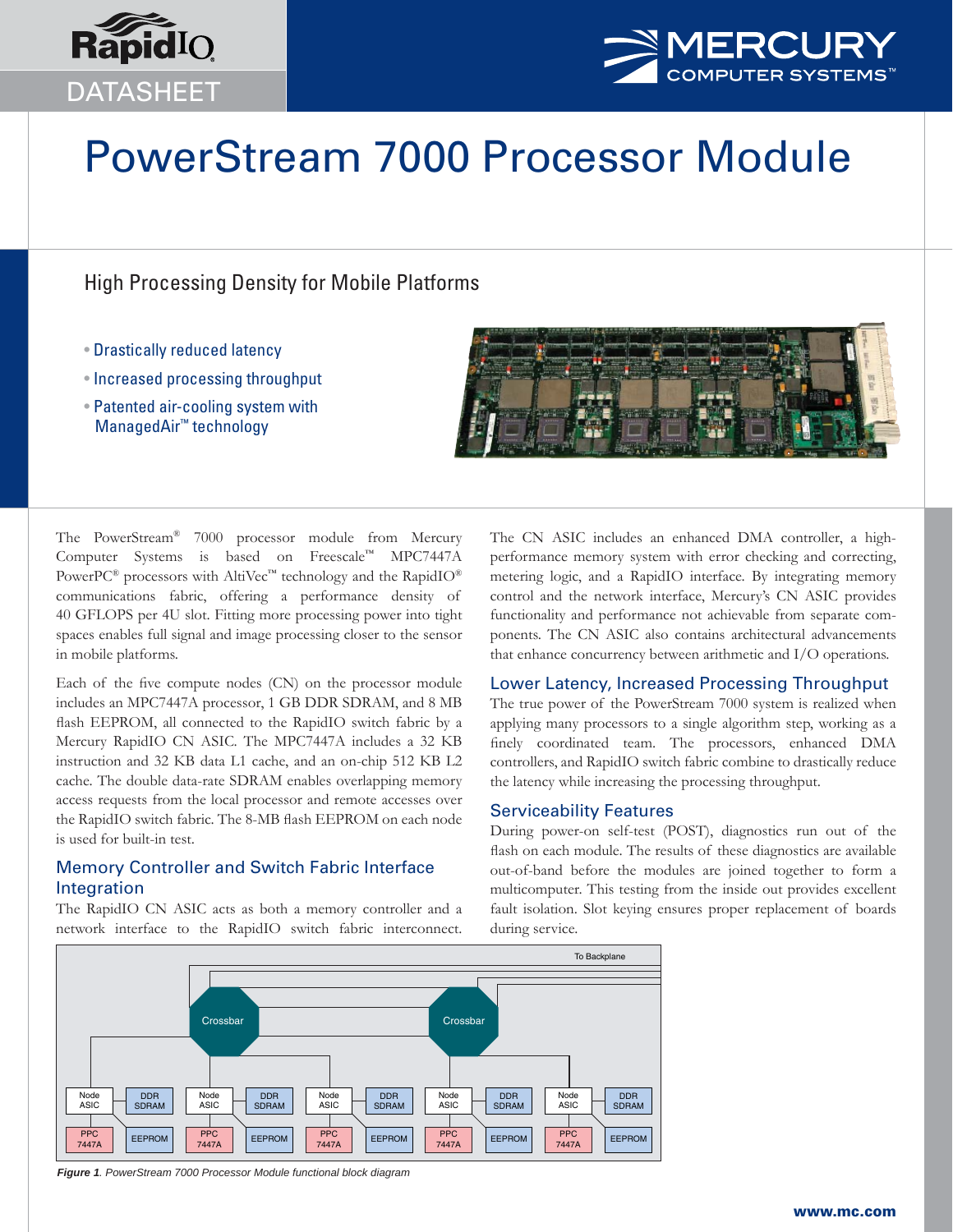RapidIO

DATASHEET

MERCURY COMPUTER SYSTEMS™

# PowerStream 7000 Processor Module

## High Processing Density for Mobile Platforms

- Drastically reduced latency
- Increased processing throughput
- Patented air-cooling system with ManagedAir™ technology

The PowerStream® 7000 processor module from Mercury Computer Systems is based on Freescale™ MPC7447A PowerPC® processors with AltiVec™ technology and the RapidIO® communications fabric, offering a performance density of 40 GFLOPS per 4U slot. Fitting more processing power into tight spaces enables full signal and image processing closer to the sensor in mobile platforms.

Each of the five compute nodes (CN) on the processor module includes an MPC7447A processor, 1 GB DDR SDRAM, and 8 MB flash EEPROM, all connected to the RapidIO switch fabric by a Mercury RapidIO CN ASIC. The MPC7447A includes a 32 KB instruction and 32 KB data L1 cache, and an on-chip 512 KB L2 cache. The double data-rate SDRAM enables overlapping memory access requests from the local processor and remote accesses over the RapidIO switch fabric. The 8-MB flash EEPROM on each node is used for built-in test.

### Memory Controller and Switch Fabric Interface Integration

The RapidIO CN ASIC acts as both a memory controller and a network interface to the RapidIO switch fabric interconnect. The CN ASIC includes an enhanced DMA controller, a high-performance memory system with error checking and correcting, metering logic, and a RapidIO interface. By integrating memory control and the network interface, Mercury's CN ASIC provides functionality and performance not achievable from separate components. The CN ASIC also contains architectural advancements that enhance concurrency between arithmetic and I/O operations.

### Lower Latency, Increased Processing Throughput

The true power of the PowerStream 7000 system is realized when applying many processors to a single algorithm step, working as a finely coordinated team. The processors, enhanced DMA controllers, and RapidIO switch fabric combine to drastically reduce the latency while increasing the processing throughput.

### Serviceability Features

During power-on self-test (POST), diagnostics run out of the flash on each module. The results of these diagnostics are available out-of-band before the modules are joined together to form a multicomputer. This testing from the inside out provides excellent fault isolation. Slot keying ensures proper replacement of boards during service.

*Figure 1. PowerStream 7000 Processor Module functional block diagram*

www.mc.com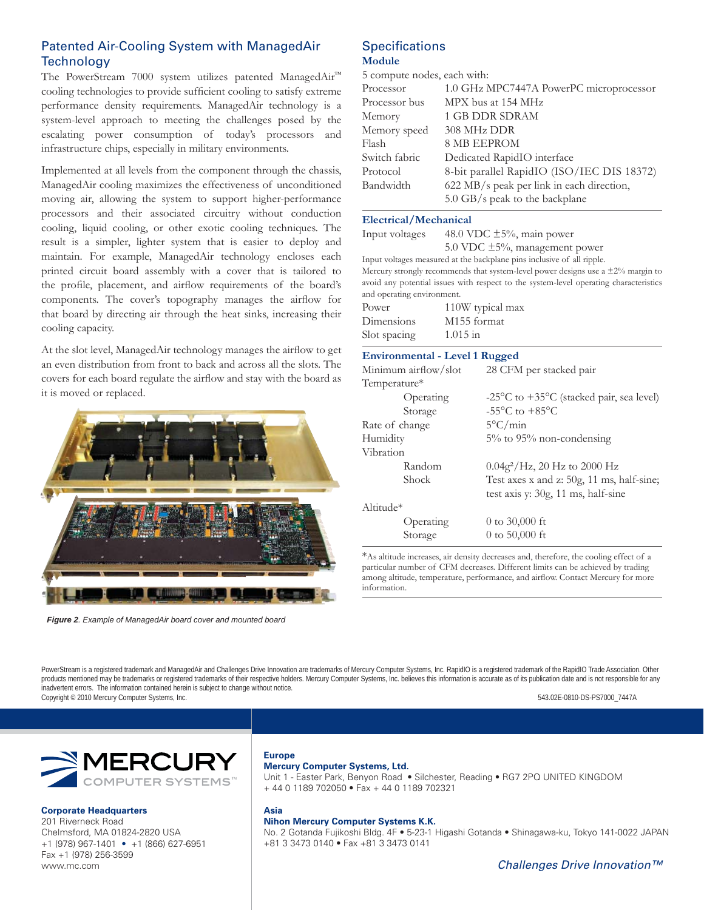## Patented Air-Cooling System with ManagedAir Technology

The PowerStream 7000 system utilizes patented ManagedAir™ cooling technologies to provide sufficient cooling to satisfy extreme performance density requirements. ManagedAir technology is a system-level approach to meeting the challenges posed by the escalating power consumption of today's processors and infrastructure chips, especially in military environments.

Implemented at all levels from the component through the chassis, ManagedAir cooling maximizes the effectiveness of unconditioned moving air, allowing the system to support higher-performance processors and their associated circuitry without conduction cooling, liquid cooling, or other exotic cooling techniques. The result is a simpler, lighter system that is easier to deploy and maintain. For example, ManagedAir technology encloses each printed circuit board assembly with a cover that is tailored to the profile, placement, and airflow requirements of the board's components. The cover's topography manages the airflow for that board by directing air through the heat sinks, increasing their cooling capacity.

At the slot level, ManagedAir technology manages the airflow to get an even distribution from front to back and across all the slots. The covers for each board regulate the airflow and stay with the board as it is moved or replaced.

*Figure 2. Example of ManagedAir board cover and mounted board*

## Specifications

### Module

5 compute nodes, each with:

| | |
|---|---|
| Processor | 1.0 GHz MPC7447A PowerPC microprocessor |
| Processor bus | MPX bus at 154 MHz |
| Memory | 1 GB DDR SDRAM |
| Memory speed | 308 MHz DDR |
| Flash | 8 MB EEPROM |
| Switch fabric | Dedicated RapidIO interface |
| Protocol | 8-bit parallel RapidIO (ISO/IEC DIS 18372) |
| Bandwidth | 622 MB/s peak per link in each direction, 5.0 GB/s peak to the backplane |

### Electrical/Mechanical

| | |
|---|---|
| Input voltages | 48.0 VDC ±5%, main power<br>5.0 VDC ±5%, management power |

Input voltages measured at the backplane pins inclusive of all ripple.
Mercury strongly recommends that system-level power designs use a ±2% margin to avoid any potential issues with respect to the system-level operating characteristics and operating environment.

| | |
|---|---|
| Power | 110W typical max |
| Dimensions | M155 format |
| Slot spacing | 1.015 in |

### Environmental - Level 1 Rugged

| | |
|---|---|
| Minimum airflow/slot | 28 CFM per stacked pair |
| Temperature* | |
| Operating | -25°C to +35°C (stacked pair, sea level) |
| Storage | -55°C to +85°C |
| Rate of change | 5°C/min |
| Humidity | 5% to 95% non-condensing |
| Vibration | |
| Random | $0.04g^2$/Hz, 20 Hz to 2000 Hz |
| Shock | Test axes x and z: 50g, 11 ms, half-sine; test axis y: 30g, 11 ms, half-sine |
| Altitude* | |
| Operating | 0 to 30,000 ft |
| Storage | 0 to 50,000 ft |

*As altitude increases, air density decreases and, therefore, the cooling effect of a particular number of CFM decreases. Different limits can be achieved by trading among altitude, temperature, performance, and airflow. Contact Mercury for more information.

PowerStream is a registered trademark and ManagedAir and Challenges Drive Innovation are trademarks of Mercury Computer Systems, Inc. RapidIO is a registered trademark of the RapidIO Trade Association. Other products mentioned may be trademarks or registered trademarks of their respective holders. Mercury Computer Systems, Inc. believes this information is accurate as of its publication date and is not responsible for any inadvertent errors. The information contained herein is subject to change without notice.
Copyright © 2010 Mercury Computer Systems, Inc.

543.02E-0810-DS-PS7000_7447A

MERCURY COMPUTER SYSTEMS™

**Corporate Headquarters**
201 Riverneck Road
Chelmsford, MA 01824-2820 USA
+1 (978) 967-1401 • +1 (866) 627-6951
Fax +1 (978) 256-3599
www.mc.com

**Europe**
**Mercury Computer Systems, Ltd.**
Unit 1 - Easter Park, Benyon Road • Silchester, Reading • RG7 2PQ UNITED KINGDOM
+ 44 0 1189 702050 • Fax + 44 0 1189 702321

**Asia**
**Nihon Mercury Computer Systems K.K.**
No. 2 Gotanda Fujikoshi Bldg. 4F • 5-23-1 Higashi Gotanda • Shinagawa-ku, Tokyo 141-0022 JAPAN
+81 3 3473 0140 • Fax +81 3 3473 0141

*Challenges Drive Innovation™*